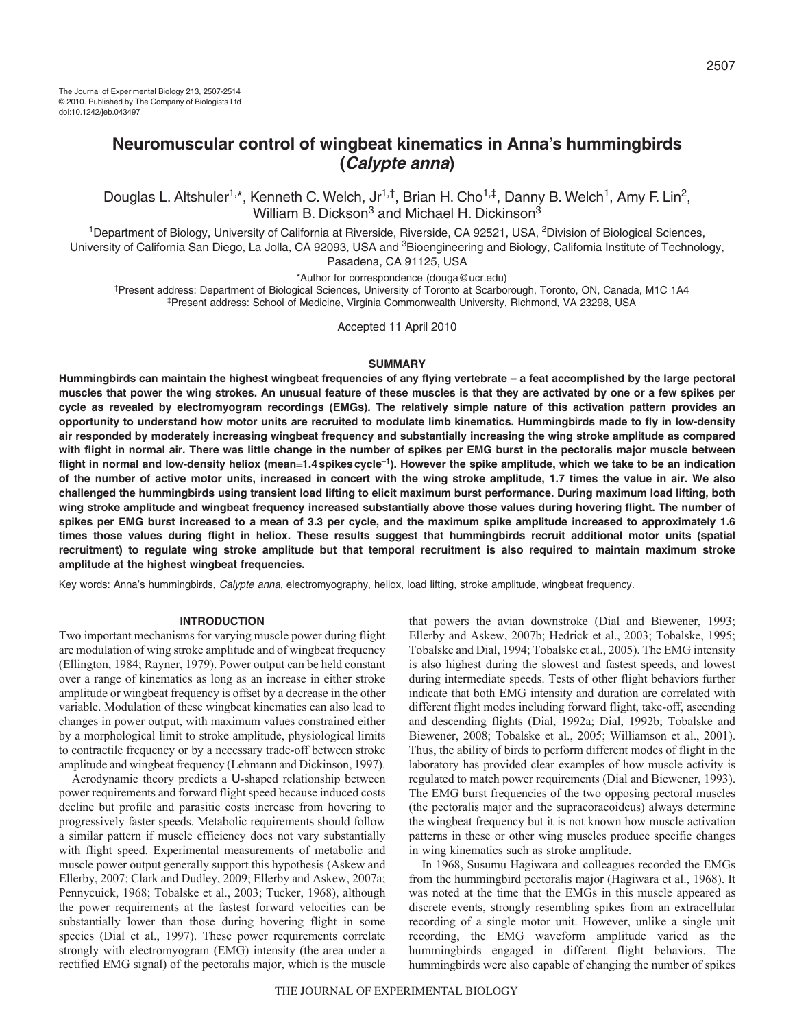The Journal of Experimental Biology 213, 2507-2514
© 2010. Published by The Company of Biologists Ltd
doi:10.1242/jeb.043497

# Neuromuscular control of wingbeat kinematics in Anna's hummingbirds (*Calypte anna*)

Douglas L. Altshuler[1,*], Kenneth C. Welch, Jr[1,†], Brian H. Cho[1,‡], Danny B. Welch[1], Amy F. Lin[2], William B. Dickson[3] and Michael H. Dickinson[3]

[1]Department of Biology, University of California at Riverside, Riverside, CA 92521, USA, [2]Division of Biological Sciences, University of California San Diego, La Jolla, CA 92093, USA and [3]Bioengineering and Biology, California Institute of Technology, Pasadena, CA 91125, USA

*Author for correspondence (douga@ucr.edu)

†Present address: Department of Biological Sciences, University of Toronto at Scarborough, Toronto, ON, Canada, M1C 1A4

‡Present address: School of Medicine, Virginia Commonwealth University, Richmond, VA 23298, USA

Accepted 11 April 2010

## SUMMARY

**Hummingbirds can maintain the highest wingbeat frequencies of any flying vertebrate – a feat accomplished by the large pectoral muscles that power the wing strokes. An unusual feature of these muscles is that they are activated by one or a few spikes per cycle as revealed by electromyogram recordings (EMGs). The relatively simple nature of this activation pattern provides an opportunity to understand how motor units are recruited to modulate limb kinematics. Hummingbirds made to fly in low-density air responded by moderately increasing wingbeat frequency and substantially increasing the wing stroke amplitude as compared with flight in normal air. There was little change in the number of spikes per EMG burst in the pectoralis major muscle between flight in normal and low-density heliox (mean=1.4 spikes cycle$^{-1}$). However the spike amplitude, which we take to be an indication of the number of active motor units, increased in concert with the wing stroke amplitude, 1.7 times the value in air. We also challenged the hummingbirds using transient load lifting to elicit maximum burst performance. During maximum load lifting, both wing stroke amplitude and wingbeat frequency increased substantially above those values during hovering flight. The number of spikes per EMG burst increased to a mean of 3.3 per cycle, and the maximum spike amplitude increased to approximately 1.6 times those values during flight in heliox. These results suggest that hummingbirds recruit additional motor units (spatial recruitment) to regulate wing stroke amplitude but that temporal recruitment is also required to maintain maximum stroke amplitude at the highest wingbeat frequencies.**

Key words: Anna's hummingbirds, *Calypte anna*, electromyography, heliox, load lifting, stroke amplitude, wingbeat frequency.

## INTRODUCTION

Two important mechanisms for varying muscle power during flight are modulation of wing stroke amplitude and of wingbeat frequency (Ellington, 1984; Rayner, 1979). Power output can be held constant over a range of kinematics as long as an increase in either stroke amplitude or wingbeat frequency is offset by a decrease in the other variable. Modulation of these wingbeat kinematics can also lead to changes in power output, with maximum values constrained either by a morphological limit to stroke amplitude, physiological limits to contractile frequency or by a necessary trade-off between stroke amplitude and wingbeat frequency (Lehmann and Dickinson, 1997).

Aerodynamic theory predicts a U-shaped relationship between power requirements and forward flight speed because induced costs decline but profile and parasitic costs increase from hovering to progressively faster speeds. Metabolic requirements should follow a similar pattern if muscle efficiency does not vary substantially with flight speed. Experimental measurements of metabolic and muscle power output generally support this hypothesis (Askew and Ellerby, 2007; Clark and Dudley, 2009; Ellerby and Askew, 2007a; Pennycuick, 1968; Tobalske et al., 2003; Tucker, 1968), although the power requirements at the fastest forward velocities can be substantially lower than those during hovering flight in some species (Dial et al., 1997). These power requirements correlate strongly with electromyogram (EMG) intensity (the area under a rectified EMG signal) of the pectoralis major, which is the muscle that powers the avian downstroke (Dial and Biewener, 1993; Ellerby and Askew, 2007b; Hedrick et al., 2003; Tobalske, 1995; Tobalske and Dial, 1994; Tobalske et al., 2005). The EMG intensity is also highest during the slowest and fastest speeds, and lowest during intermediate speeds. Tests of other flight behaviors further indicate that both EMG intensity and duration are correlated with different flight modes including forward flight, take-off, ascending and descending flights (Dial, 1992a; Dial, 1992b; Tobalske and Biewener, 2008; Tobalske et al., 2005; Williamson et al., 2001). Thus, the ability of birds to perform different modes of flight in the laboratory has provided clear examples of how muscle activity is regulated to match power requirements (Dial and Biewener, 1993). The EMG burst frequencies of the two opposing pectoral muscles (the pectoralis major and the supracoracoideus) always determine the wingbeat frequency but it is not known how muscle activation patterns in these or other wing muscles produce specific changes in wing kinematics such as stroke amplitude.

In 1968, Susumu Hagiwara and colleagues recorded the EMGs from the hummingbird pectoralis major (Hagiwara et al., 1968). It was noted at the time that the EMGs in this muscle appeared as discrete events, strongly resembling spikes from an extracellular recording of a single motor unit. However, unlike a single unit recording, the EMG waveform amplitude varied as the hummingbirds engaged in different flight behaviors. The hummingbirds were also capable of changing the number of spikes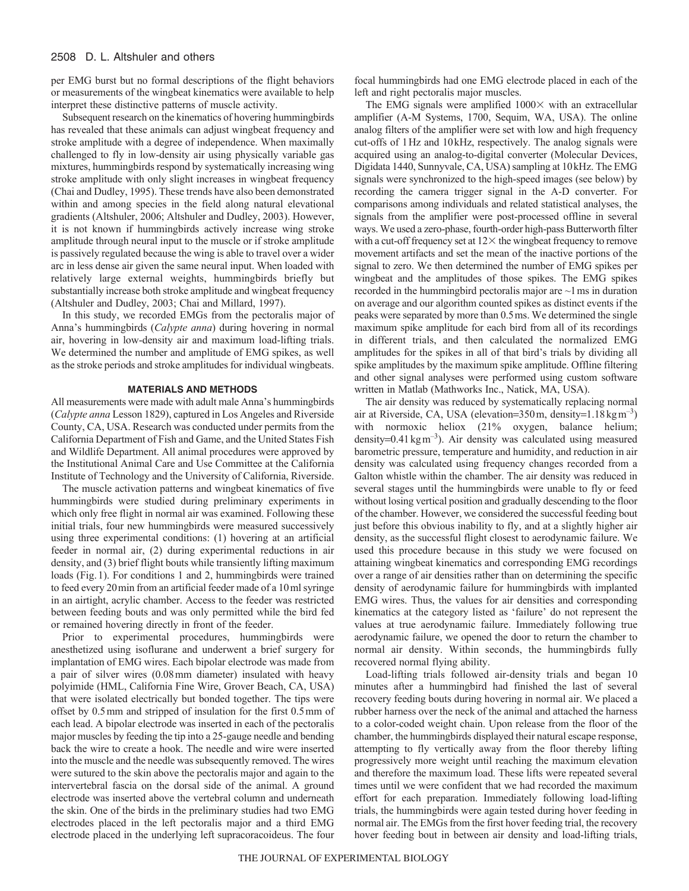per EMG burst but no formal descriptions of the flight behaviors or measurements of the wingbeat kinematics were available to help interpret these distinctive patterns of muscle activity.

Subsequent research on the kinematics of hovering hummingbirds has revealed that these animals can adjust wingbeat frequency and stroke amplitude with a degree of independence. When maximally challenged to fly in low-density air using physically variable gas mixtures, hummingbirds respond by systematically increasing wing stroke amplitude with only slight increases in wingbeat frequency (Chai and Dudley, 1995). These trends have also been demonstrated within and among species in the field along natural elevational gradients (Altshuler, 2006; Altshuler and Dudley, 2003). However, it is not known if hummingbirds actively increase wing stroke amplitude through neural input to the muscle or if stroke amplitude is passively regulated because the wing is able to travel over a wider arc in less dense air given the same neural input. When loaded with relatively large external weights, hummingbirds briefly but substantially increase both stroke amplitude and wingbeat frequency (Altshuler and Dudley, 2003; Chai and Millard, 1997).

In this study, we recorded EMGs from the pectoralis major of Anna's hummingbirds (*Calypte anna*) during hovering in normal air, hovering in low-density air and maximum load-lifting trials. We determined the number and amplitude of EMG spikes, as well as the stroke periods and stroke amplitudes for individual wingbeats.

## MATERIALS AND METHODS

All measurements were made with adult male Anna's hummingbirds (*Calypte anna* Lesson 1829), captured in Los Angeles and Riverside County, CA, USA. Research was conducted under permits from the California Department of Fish and Game, and the United States Fish and Wildlife Department. All animal procedures were approved by the Institutional Animal Care and Use Committee at the California Institute of Technology and the University of California, Riverside.

The muscle activation patterns and wingbeat kinematics of five hummingbirds were studied during preliminary experiments in which only free flight in normal air was examined. Following these initial trials, four new hummingbirds were measured successively using three experimental conditions: (1) hovering at an artificial feeder in normal air, (2) during experimental reductions in air density, and (3) brief flight bouts while transiently lifting maximum loads (Fig. 1). For conditions 1 and 2, hummingbirds were trained to feed every 20 min from an artificial feeder made of a 10 ml syringe in an airtight, acrylic chamber. Access to the feeder was restricted between feeding bouts and was only permitted while the bird fed or remained hovering directly in front of the feeder.

Prior to experimental procedures, hummingbirds were anesthetized using isoflurane and underwent a brief surgery for implantation of EMG wires. Each bipolar electrode was made from a pair of silver wires (0.08 mm diameter) insulated with heavy polyimide (HML, California Fine Wire, Grover Beach, CA, USA) that were isolated electrically but bonded together. The tips were offset by 0.5 mm and stripped of insulation for the first 0.5 mm of each lead. A bipolar electrode was inserted in each of the pectoralis major muscles by feeding the tip into a 25-gauge needle and bending back the wire to create a hook. The needle and wire were inserted into the muscle and the needle was subsequently removed. The wires were sutured to the skin above the pectoralis major and again to the intervertebral fascia on the dorsal side of the animal. A ground electrode was inserted above the vertebral column and underneath the skin. One of the birds in the preliminary studies had two EMG electrodes placed in the left pectoralis major and a third EMG electrode placed in the underlying left supracoracoideus. The four focal hummingbirds had one EMG electrode placed in each of the left and right pectoralis major muscles.

The EMG signals were amplified 1000× with an extracellular amplifier (A-M Systems, 1700, Sequim, WA, USA). The online analog filters of the amplifier were set with low and high frequency cut-offs of 1 Hz and 10 kHz, respectively. The analog signals were acquired using an analog-to-digital converter (Molecular Devices, Digidata 1440, Sunnyvale, CA, USA) sampling at 10 kHz. The EMG signals were synchronized to the high-speed images (see below) by recording the camera trigger signal in the A-D converter. For comparisons among individuals and related statistical analyses, the signals from the amplifier were post-processed offline in several ways. We used a zero-phase, fourth-order high-pass Butterworth filter with a cut-off frequency set at 12× the wingbeat frequency to remove movement artifacts and set the mean of the inactive portions of the signal to zero. We then determined the number of EMG spikes per wingbeat and the amplitudes of those spikes. The EMG spikes recorded in the hummingbird pectoralis major are ~1 ms in duration on average and our algorithm counted spikes as distinct events if the peaks were separated by more than 0.5 ms. We determined the single maximum spike amplitude for each bird from all of its recordings in different trials, and then calculated the normalized EMG amplitudes for the spikes in all of that bird's trials by dividing all spike amplitudes by the maximum spike amplitude. Offline filtering and other signal analyses were performed using custom software written in Matlab (Mathworks Inc., Natick, MA, USA).

The air density was reduced by systematically replacing normal air at Riverside, CA, USA (elevation=350 m, density=1.18 kg m$^{-3}$) with normoxic heliox (21% oxygen, balance helium; density=0.41 kg m$^{-3}$). Air density was calculated using measured barometric pressure, temperature and humidity, and reduction in air density was calculated using frequency changes recorded from a Galton whistle within the chamber. The air density was reduced in several stages until the hummingbirds were unable to fly or feed without losing vertical position and gradually descending to the floor of the chamber. However, we considered the successful feeding bout just before this obvious inability to fly, and at a slightly higher air density, as the successful flight closest to aerodynamic failure. We used this procedure because in this study we were focused on attaining wingbeat kinematics and corresponding EMG recordings over a range of air densities rather than on determining the specific density of aerodynamic failure for hummingbirds with implanted EMG wires. Thus, the values for air densities and corresponding kinematics at the category listed as 'failure' do not represent the values at true aerodynamic failure. Immediately following true aerodynamic failure, we opened the door to return the chamber to normal air density. Within seconds, the hummingbirds fully recovered normal flying ability.

Load-lifting trials followed air-density trials and began 10 minutes after a hummingbird had finished the last of several recovery feeding bouts during hovering in normal air. We placed a rubber harness over the neck of the animal and attached the harness to a color-coded weight chain. Upon release from the floor of the chamber, the hummingbirds displayed their natural escape response, attempting to fly vertically away from the floor thereby lifting progressively more weight until reaching the maximum elevation and therefore the maximum load. These lifts were repeated several times until we were confident that we had recorded the maximum effort for each preparation. Immediately following load-lifting trials, the hummingbirds were again tested during hover feeding in normal air. The EMGs from the first hover feeding trial, the recovery hover feeding bout in between air density and load-lifting trials,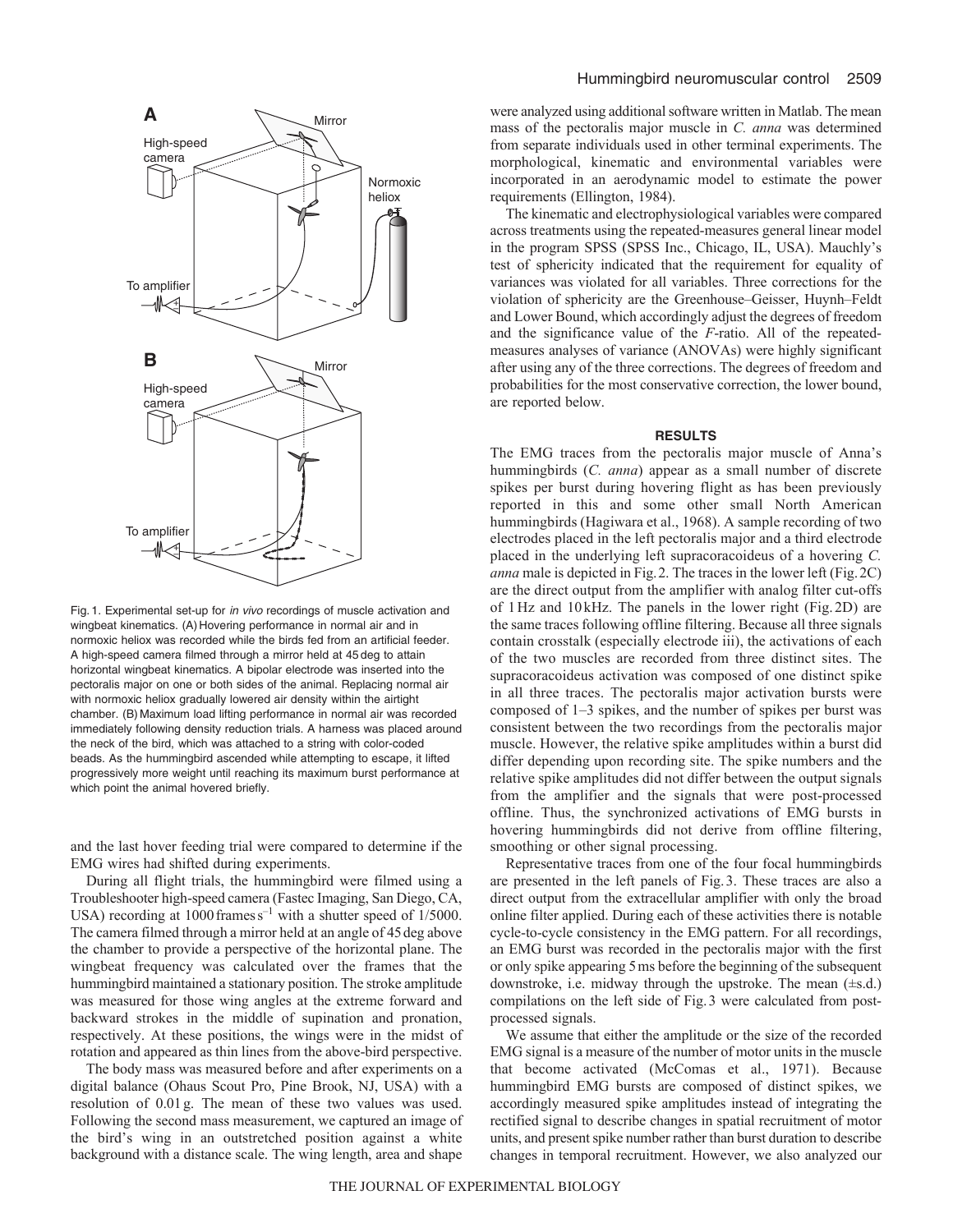Fig. 1. Experimental set-up for *in vivo* recordings of muscle activation and wingbeat kinematics. (A) Hovering performance in normal air and in normoxic heliox was recorded while the birds fed from an artificial feeder. A high-speed camera filmed through a mirror held at 45 deg to attain horizontal wingbeat kinematics. A bipolar electrode was inserted into the pectoralis major on one or both sides of the animal. Replacing normal air with normoxic heliox gradually lowered air density within the airtight chamber. (B) Maximum load lifting performance in normal air was recorded immediately following density reduction trials. A harness was placed around the neck of the bird, which was attached to a string with color-coded beads. As the hummingbird ascended while attempting to escape, it lifted progressively more weight until reaching its maximum burst performance at which point the animal hovered briefly.

and the last hover feeding trial were compared to determine if the EMG wires had shifted during experiments.

During all flight trials, the hummingbird were filmed using a Troubleshooter high-speed camera (Fastec Imaging, San Diego, CA, USA) recording at 1000 frames $s^{-1}$ with a shutter speed of 1/5000. The camera filmed through a mirror held at an angle of 45 deg above the chamber to provide a perspective of the horizontal plane. The wingbeat frequency was calculated over the frames that the hummingbird maintained a stationary position. The stroke amplitude was measured for those wing angles at the extreme forward and backward strokes in the middle of supination and pronation, respectively. At these positions, the wings were in the midst of rotation and appeared as thin lines from the above-bird perspective.

The body mass was measured before and after experiments on a digital balance (Ohaus Scout Pro, Pine Brook, NJ, USA) with a resolution of 0.01 g. The mean of these two values was used. Following the second mass measurement, we captured an image of the bird's wing in an outstretched position against a white background with a distance scale. The wing length, area and shape were analyzed using additional software written in Matlab. The mean mass of the pectoralis major muscle in *C. anna* was determined from separate individuals used in other terminal experiments. The morphological, kinematic and environmental variables were incorporated in an aerodynamic model to estimate the power requirements (Ellington, 1984).

The kinematic and electrophysiological variables were compared across treatments using the repeated-measures general linear model in the program SPSS (SPSS Inc., Chicago, IL, USA). Mauchly's test of sphericity indicated that the requirement for equality of variances was violated for all variables. Three corrections for the violation of sphericity are the Greenhouse–Geisser, Huynh–Feldt and Lower Bound, which accordingly adjust the degrees of freedom and the significance value of the *F*-ratio. All of the repeated-measures analyses of variance (ANOVAs) were highly significant after using any of the three corrections. The degrees of freedom and probabilities for the most conservative correction, the lower bound, are reported below.

## RESULTS

The EMG traces from the pectoralis major muscle of Anna's hummingbirds (*C. anna*) appear as a small number of discrete spikes per burst during hovering flight as has been previously reported in this and some other small North American hummingbirds (Hagiwara et al., 1968). A sample recording of two electrodes placed in the left pectoralis major and a third electrode placed in the underlying left supracoracoideus of a hovering *C. anna* male is depicted in Fig. 2. The traces in the lower left (Fig. 2C) are the direct output from the amplifier with analog filter cut-offs of 1 Hz and 10 kHz. The panels in the lower right (Fig. 2D) are the same traces following offline filtering. Because all three signals contain crosstalk (especially electrode iii), the activations of each of the two muscles are recorded from three distinct sites. The supracoracoideus activation was composed of one distinct spike in all three traces. The pectoralis major activation bursts were composed of 1–3 spikes, and the number of spikes per burst was consistent between the two recordings from the pectoralis major muscle. However, the relative spike amplitudes within a burst did differ depending upon recording site. The spike numbers and the relative spike amplitudes did not differ between the output signals from the amplifier and the signals that were post-processed offline. Thus, the synchronized activations of EMG bursts in hovering hummingbirds did not derive from offline filtering, smoothing or other signal processing.

Representative traces from one of the four focal hummingbirds are presented in the left panels of Fig. 3. These traces are also a direct output from the extracellular amplifier with only the broad online filter applied. During each of these activities there is notable cycle-to-cycle consistency in the EMG pattern. For all recordings, an EMG burst was recorded in the pectoralis major with the first or only spike appearing 5 ms before the beginning of the subsequent downstroke, i.e. midway through the upstroke. The mean (±s.d.) compilations on the left side of Fig. 3 were calculated from post-processed signals.

We assume that either the amplitude or the size of the recorded EMG signal is a measure of the number of motor units in the muscle that become activated (McComas et al., 1971). Because hummingbird EMG bursts are composed of distinct spikes, we accordingly measured spike amplitudes instead of integrating the rectified signal to describe changes in spatial recruitment of motor units, and present spike number rather than burst duration to describe changes in temporal recruitment. However, we also analyzed our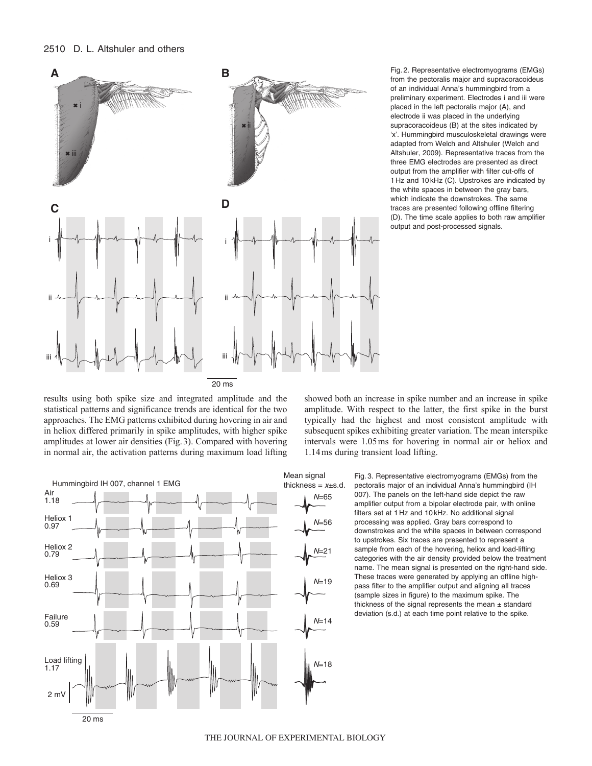Fig. 2. Representative electromyograms (EMGs) from the pectoralis major and supracoracoideus of an individual Anna's hummingbird from a preliminary experiment. Electrodes i and iii were placed in the left pectoralis major (A), and electrode ii was placed in the underlying supracoracoideus (B) at the sites indicated by 'x'. Hummingbird musculoskeletal drawings were adapted from Welch and Altshuler (Welch and Altshuler, 2009). Representative traces from the three EMG electrodes are presented as direct output from the amplifier with filter cut-offs of 1 Hz and 10 kHz (C). Upstrokes are indicated by the white spaces in between the gray bars, which indicate the downstrokes. The same traces are presented following offline filtering (D). The time scale applies to both raw amplifier output and post-processed signals.

results using both spike size and integrated amplitude and the statistical patterns and significance trends are identical for the two approaches. The EMG patterns exhibited during hovering in air and in heliox differed primarily in spike amplitudes, with higher spike amplitudes at lower air densities (Fig. 3). Compared with hovering in normal air, the activation patterns during maximum load lifting showed both an increase in spike number and an increase in spike amplitude. With respect to the latter, the first spike in the burst typically had the highest and most consistent amplitude with subsequent spikes exhibiting greater variation. The mean interspike intervals were 1.05 ms for hovering in normal air or heliox and 1.14 ms during transient load lifting.

Fig. 3. Representative electromyograms (EMGs) from the pectoralis major of an individual Anna's hummingbird (IH 007). The panels on the left-hand side depict the raw amplifier output from a bipolar electrode pair, with online filters set at 1 Hz and 10 kHz. No additional signal processing was applied. Gray bars correspond to downstrokes and the white spaces in between correspond to upstrokes. Six traces are presented to represent a sample from each of the hovering, heliox and load-lifting categories with the air density provided below the treatment name. The mean signal is presented on the right-hand side. These traces were generated by applying an offline high-pass filter to the amplifier output and aligning all traces (sample sizes in figure) to the maximum spike. The thickness of the signal represents the mean ± standard deviation (s.d.) at each time point relative to the spike.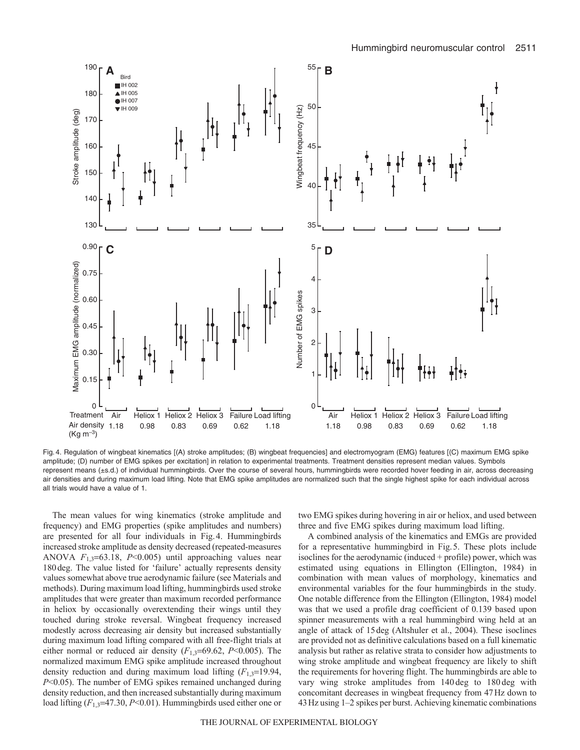Fig. 4. Regulation of wingbeat kinematics [(A) stroke amplitudes; (B) wingbeat frequencies] and electromyogram (EMG) features [(C) maximum EMG spike amplitude; (D) number of EMG spikes per excitation] in relation to experimental treatments. Treatment densities represent median values. Symbols represent means (±s.d.) of individual hummingbirds. Over the course of several hours, hummingbirds were recorded hover feeding in air, across decreasing air densities and during maximum load lifting. Note that EMG spike amplitudes are normalized such that the single highest spike for each individual across all trials would have a value of 1.

The mean values for wing kinematics (stroke amplitude and frequency) and EMG properties (spike amplitudes and numbers) are presented for all four individuals in Fig. 4. Hummingbirds increased stroke amplitude as density decreased (repeated-measures ANOVA $F_{1,3}$=63.18, $P$<0.005) until approaching values near 180 deg. The value listed for 'failure' actually represents density values somewhat above true aerodynamic failure (see Materials and methods). During maximum load lifting, hummingbirds used stroke amplitudes that were greater than maximum recorded performance in heliox by occasionally overextending their wings until they touched during stroke reversal. Wingbeat frequency increased modestly across decreasing air density but increased substantially during maximum load lifting compared with all free-flight trials at either normal or reduced air density ($F_{1,3}$=69.62, $P$<0.005). The normalized maximum EMG spike amplitude increased throughout density reduction and during maximum load lifting ($F_{1,3}$=19.94, $P$<0.05). The number of EMG spikes remained unchanged during density reduction, and then increased substantially during maximum load lifting ($F_{1,3}$=47.30, $P$<0.01). Hummingbirds used either one or two EMG spikes during hovering in air or heliox, and used between three and five EMG spikes during maximum load lifting.

A combined analysis of the kinematics and EMGs are provided for a representative hummingbird in Fig. 5. These plots include isoclines for the aerodynamic (induced + profile) power, which was estimated using equations in Ellington (Ellington, 1984) in combination with mean values of morphology, kinematics and environmental variables for the four hummingbirds in the study. One notable difference from the Ellington (Ellington, 1984) model was that we used a profile drag coefficient of 0.139 based upon spinner measurements with a real hummingbird wing held at an angle of attack of 15 deg (Altshuler et al., 2004). These isoclines are provided not as definitive calculations based on a full kinematic analysis but rather as relative strata to consider how adjustments to wing stroke amplitude and wingbeat frequency are likely to shift the requirements for hovering flight. The hummingbirds are able to vary wing stroke amplitudes from 140 deg to 180 deg with concomitant decreases in wingbeat frequency from 47 Hz down to 43 Hz using 1–2 spikes per burst. Achieving kinematic combinations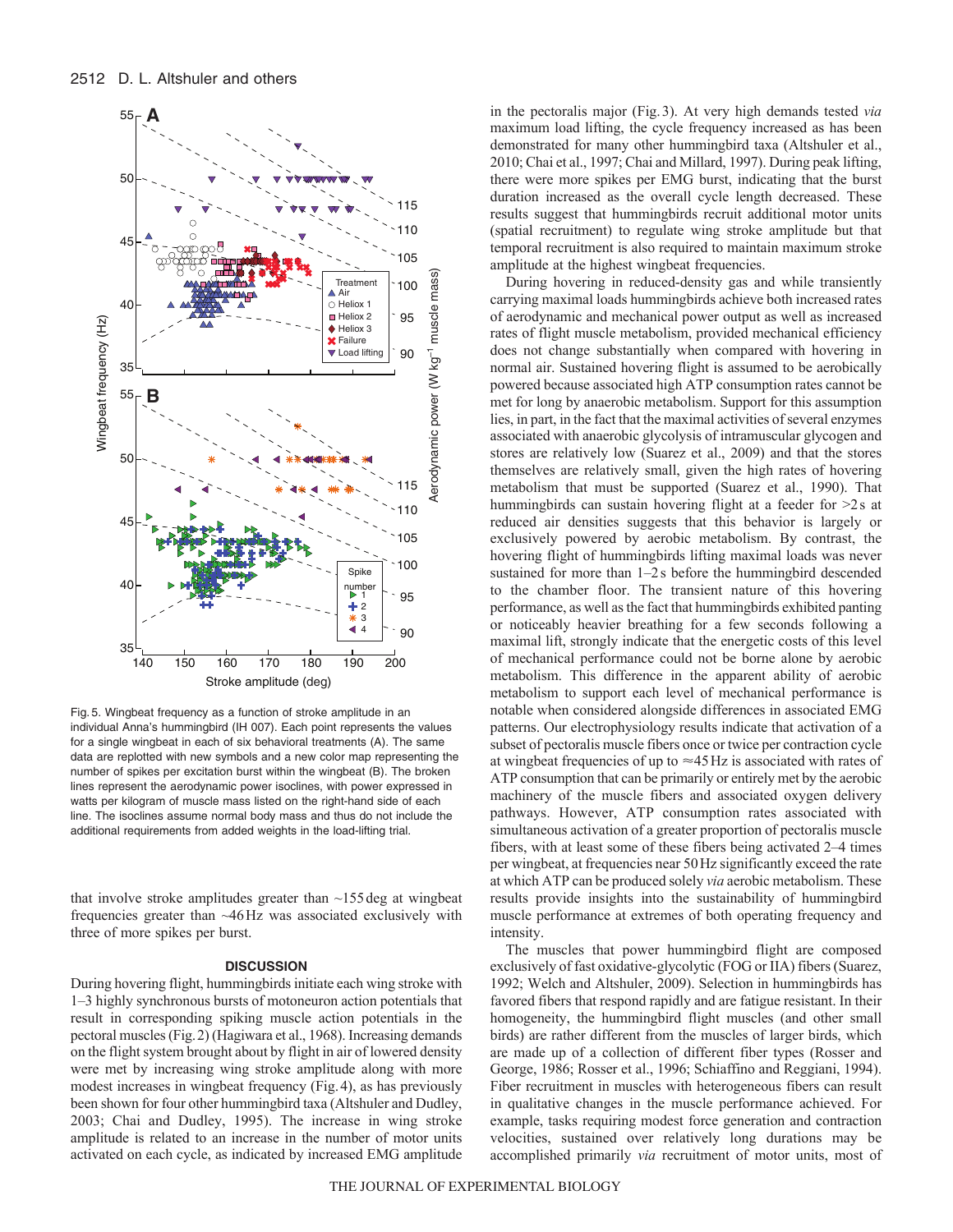Fig. 5. Wingbeat frequency as a function of stroke amplitude in an individual Anna's hummingbird (IH 007). Each point represents the values for a single wingbeat in each of six behavioral treatments (A). The same data are replotted with new symbols and a new color map representing the number of spikes per excitation burst within the wingbeat (B). The broken lines represent the aerodynamic power isoclines, with power expressed in watts per kilogram of muscle mass listed on the right-hand side of each line. The isoclines assume normal body mass and thus do not include the additional requirements from added weights in the load-lifting trial.

that involve stroke amplitudes greater than ~155 deg at wingbeat frequencies greater than ~46 Hz was associated exclusively with three of more spikes per burst.

## DISCUSSION

During hovering flight, hummingbirds initiate each wing stroke with 1–3 highly synchronous bursts of motoneuron action potentials that result in corresponding spiking muscle action potentials in the pectoral muscles (Fig. 2) (Hagiwara et al., 1968). Increasing demands on the flight system brought about by flight in air of lowered density were met by increasing wing stroke amplitude along with more modest increases in wingbeat frequency (Fig. 4), as has previously been shown for four other hummingbird taxa (Altshuler and Dudley, 2003; Chai and Dudley, 1995). The increase in wing stroke amplitude is related to an increase in the number of motor units activated on each cycle, as indicated by increased EMG amplitude in the pectoralis major (Fig. 3). At very high demands tested *via* maximum load lifting, the cycle frequency increased as has been demonstrated for many other hummingbird taxa (Altshuler et al., 2010; Chai et al., 1997; Chai and Millard, 1997). During peak lifting, there were more spikes per EMG burst, indicating that the burst duration increased as the overall cycle length decreased. These results suggest that hummingbirds recruit additional motor units (spatial recruitment) to regulate wing stroke amplitude but that temporal recruitment is also required to maintain maximum stroke amplitude at the highest wingbeat frequencies.

During hovering in reduced-density gas and while transiently carrying maximal loads hummingbirds achieve both increased rates of aerodynamic and mechanical power output as well as increased rates of flight muscle metabolism, provided mechanical efficiency does not change substantially when compared with hovering in normal air. Sustained hovering flight is assumed to be aerobically powered because associated high ATP consumption rates cannot be met for long by anaerobic metabolism. Support for this assumption lies, in part, in the fact that the maximal activities of several enzymes associated with anaerobic glycolysis of intramuscular glycogen and stores are relatively low (Suarez et al., 2009) and that the stores themselves are relatively small, given the high rates of hovering metabolism that must be supported (Suarez et al., 1990). That hummingbirds can sustain hovering flight at a feeder for >2 s at reduced air densities suggests that this behavior is largely or exclusively powered by aerobic metabolism. By contrast, the hovering flight of hummingbirds lifting maximal loads was never sustained for more than 1–2 s before the hummingbird descended to the chamber floor. The transient nature of this hovering performance, as well as the fact that hummingbirds exhibited panting or noticeably heavier breathing for a few seconds following a maximal lift, strongly indicate that the energetic costs of this level of mechanical performance could not be borne alone by aerobic metabolism. This difference in the apparent ability of aerobic metabolism to support each level of mechanical performance is notable when considered alongside differences in associated EMG patterns. Our electrophysiology results indicate that activation of a subset of pectoralis muscle fibers once or twice per contraction cycle at wingbeat frequencies of up to ≈45 Hz is associated with rates of ATP consumption that can be primarily or entirely met by the aerobic machinery of the muscle fibers and associated oxygen delivery pathways. However, ATP consumption rates associated with simultaneous activation of a greater proportion of pectoralis muscle fibers, with at least some of these fibers being activated 2–4 times per wingbeat, at frequencies near 50 Hz significantly exceed the rate at which ATP can be produced solely *via* aerobic metabolism. These results provide insights into the sustainability of hummingbird muscle performance at extremes of both operating frequency and intensity.

The muscles that power hummingbird flight are composed exclusively of fast oxidative-glycolytic (FOG or IIA) fibers (Suarez, 1992; Welch and Altshuler, 2009). Selection in hummingbirds has favored fibers that respond rapidly and are fatigue resistant. In their homogeneity, the hummingbird flight muscles (and other small birds) are rather different from the muscles of larger birds, which are made up of a collection of different fiber types (Rosser and George, 1986; Rosser et al., 1996; Schiaffino and Reggiani, 1994). Fiber recruitment in muscles with heterogeneous fibers can result in qualitative changes in the muscle performance achieved. For example, tasks requiring modest force generation and contraction velocities, sustained over relatively long durations may be accomplished primarily *via* recruitment of motor units, most of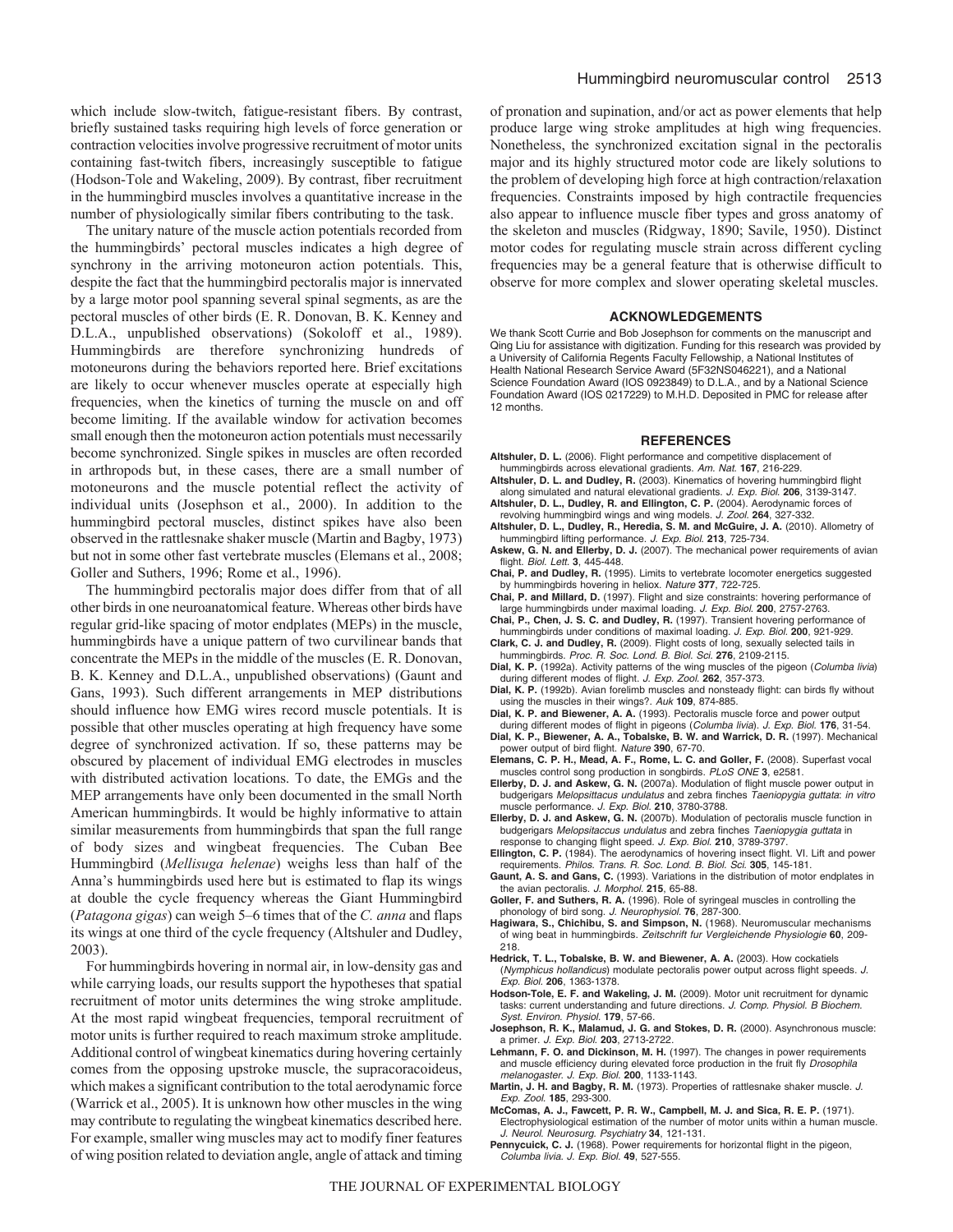which include slow-twitch, fatigue-resistant fibers. By contrast, briefly sustained tasks requiring high levels of force generation or contraction velocities involve progressive recruitment of motor units containing fast-twitch fibers, increasingly susceptible to fatigue (Hodson-Tole and Wakeling, 2009). By contrast, fiber recruitment in the hummingbird muscles involves a quantitative increase in the number of physiologically similar fibers contributing to the task.

The unitary nature of the muscle action potentials recorded from the hummingbirds' pectoral muscles indicates a high degree of synchrony in the arriving motoneuron action potentials. This, despite the fact that the hummingbird pectoralis major is innervated by a large motor pool spanning several spinal segments, as are the pectoral muscles of other birds (E. R. Donovan, B. K. Kenney and D.L.A., unpublished observations) (Sokoloff et al., 1989). Hummingbirds are therefore synchronizing hundreds of motoneurons during the behaviors reported here. Brief excitations are likely to occur whenever muscles operate at especially high frequencies, when the kinetics of turning the muscle on and off become limiting. If the available window for activation becomes small enough then the motoneuron action potentials must necessarily become synchronized. Single spikes in muscles are often recorded in arthropods but, in these cases, there are a small number of motoneurons and the muscle potential reflect the activity of individual units (Josephson et al., 2000). In addition to the hummingbird pectoral muscles, distinct spikes have also been observed in the rattlesnake shaker muscle (Martin and Bagby, 1973) but not in some other fast vertebrate muscles (Elemans et al., 2008; Goller and Suthers, 1996; Rome et al., 1996).

The hummingbird pectoralis major does differ from that of all other birds in one neuroanatomical feature. Whereas other birds have regular grid-like spacing of motor endplates (MEPs) in the muscle, hummingbirds have a unique pattern of two curvilinear bands that concentrate the MEPs in the middle of the muscles (E. R. Donovan, B. K. Kenney and D.L.A., unpublished observations) (Gaunt and Gans, 1993). Such different arrangements in MEP distributions should influence how EMG wires record muscle potentials. It is possible that other muscles operating at high frequency have some degree of synchronized activation. If so, these patterns may be obscured by placement of individual EMG electrodes in muscles with distributed activation locations. To date, the EMGs and the MEP arrangements have only been documented in the small North American hummingbirds. It would be highly informative to attain similar measurements from hummingbirds that span the full range of body sizes and wingbeat frequencies. The Cuban Bee Hummingbird (*Mellisuga helenae*) weighs less than half of the Anna's hummingbirds used here but is estimated to flap its wings at double the cycle frequency whereas the Giant Hummingbird (*Patagona gigas*) can weigh 5–6 times that of the *C. anna* and flaps its wings at one third of the cycle frequency (Altshuler and Dudley, 2003).

For hummingbirds hovering in normal air, in low-density gas and while carrying loads, our results support the hypotheses that spatial recruitment of motor units determines the wing stroke amplitude. At the most rapid wingbeat frequencies, temporal recruitment of motor units is further required to reach maximum stroke amplitude. Additional control of wingbeat kinematics during hovering certainly comes from the opposing upstroke muscle, the supracoracoideus, which makes a significant contribution to the total aerodynamic force (Warrick et al., 2005). It is unknown how other muscles in the wing may contribute to regulating the wingbeat kinematics described here. For example, smaller wing muscles may act to modify finer features of wing position related to deviation angle, angle of attack and timing of pronation and supination, and/or act as power elements that help produce large wing stroke amplitudes at high wing frequencies. Nonetheless, the synchronized excitation signal in the pectoralis major and its highly structured motor code are likely solutions to the problem of developing high force at high contraction/relaxation frequencies. Constraints imposed by high contractile frequencies also appear to influence muscle fiber types and gross anatomy of the skeleton and muscles (Ridgway, 1890; Savile, 1950). Distinct motor codes for regulating muscle strain across different cycling frequencies may be a general feature that is otherwise difficult to observe for more complex and slower operating skeletal muscles.

## ACKNOWLEDGEMENTS

We thank Scott Currie and Bob Josephson for comments on the manuscript and Qing Liu for assistance with digitization. Funding for this research was provided by a University of California Regents Faculty Fellowship, a National Institutes of Health National Research Service Award (5F32NS046221), a National Science Foundation Award (IOS 0923849) to D.L.A., and by a National Science Foundation Award (IOS 0217229) to M.H.D. Deposited in PMC for release after 12 months.

## REFERENCES

**Altshuler, D. L.** (2006). Flight performance and competitive displacement of hummingbirds across elevational gradients. *Am. Nat.* **167**, 216-229.

**Altshuler, D. L. and Dudley, R.** (2003). Kinematics of hovering hummingbird flight along simulated and natural elevational gradients. *J. Exp. Biol.* **206**, 3139-3147.

**Altshuler, D. L., Dudley, R. and Ellington, C. P.** (2004). Aerodynamic forces of revolving hummingbird wings and wing models. *J. Zool.* **264**, 327-332.

**Altshuler, D. L., Dudley, R., Heredia, S. M. and McGuire, J. A.** (2010). Allometry of hummingbird lifting performance. *J. Exp. Biol.* **213**, 725-734.

**Askew, G. N. and Ellerby, D. J.** (2007). The mechanical power requirements of avian flight. *Biol. Lett.* **3**, 445-448.

**Chai, P. and Dudley, R.** (1995). Limits to vertebrate locomoter energetics suggested by hummingbirds hovering in heliox. *Nature* **377**, 722-725.

**Chai, P. and Millard, D.** (1997). Flight and size constraints: hovering performance of large hummingbirds under maximal loading. *J. Exp. Biol.* **200**, 2757-2763.

**Chai, P., Chen, J. S. C. and Dudley, R.** (1997). Transient hovering performance of hummingbirds under conditions of maximal loading. *J. Exp. Biol.* **200**, 921-929.

**Clark, C. J. and Dudley, R.** (2009). Flight costs of long, sexually selected tails in hummingbirds. *Proc. R. Soc. Lond. B. Biol. Sci.* **276**, 2109-2115.

**Dial, K. P.** (1992a). Activity patterns of the wing muscles of the pigeon (*Columba livia*) during different modes of flight. *J. Exp. Zool.* **262**, 357-373.

**Dial, K. P.** (1992b). Avian forelimb muscles and nonsteady flight: can birds fly without using the muscles in their wings?. *Auk* **109**, 874-885.

**Dial, K. P. and Biewener, A. A.** (1993). Pectoralis muscle force and power output during different modes of flight in pigeons (*Columba livia*). *J. Exp. Biol.* **176**, 31-54.

**Dial, K. P., Biewener, A. A., Tobalske, B. W. and Warrick, D. R.** (1997). Mechanical power output of bird flight. *Nature* **390**, 67-70.

**Elemans, C. P. H., Mead, A. F., Rome, L. C. and Goller, F.** (2008). Superfast vocal muscles control song production in songbirds. *PLoS ONE* **3**, e2581.

**Ellerby, D. J. and Askew, G. N.** (2007a). Modulation of flight muscle power output in budgerigars *Melopsittacus undulatus* and zebra finches *Taeniopygia guttata*: *in vitro* muscle performance. *J. Exp. Biol.* **210**, 3780-3788.

**Ellerby, D. J. and Askew, G. N.** (2007b). Modulation of pectoralis muscle function in budgerigars *Melopsitaccus undulatus* and zebra finches *Taeniopygia guttata* in response to changing flight speed. *J. Exp. Biol.* **210**, 3789-3797.

**Ellington, C. P.** (1984). The aerodynamics of hovering insect flight. VI. Lift and power requirements. *Philos. Trans. R. Soc. Lond. B. Biol. Sci.* **305**, 145-181.

**Gaunt, A. S. and Gans, C.** (1993). Variations in the distribution of motor endplates in the avian pectoralis. *J. Morphol.* **215**, 65-88.

**Goller, F. and Suthers, R. A.** (1996). Role of syringeal muscles in controlling the phonology of bird song. *J. Neurophysiol.* **76**, 287-300.

**Hagiwara, S., Chichibu, S. and Simpson, N.** (1968). Neuromuscular mechanisms of wing beat in hummingbirds. *Zeitschrift fur Vergleichende Physiologie* **60**, 209-218.

**Hedrick, T. L., Tobalske, B. W. and Biewener, A. A.** (2003). How cockatiels (*Nymphicus hollandicus*) modulate pectoralis power output across flight speeds. *J. Exp. Biol.* **206**, 1363-1378.

**Hodson-Tole, E. F. and Wakeling, J. M.** (2009). Motor unit recruitment for dynamic tasks: current understanding and future directions. *J. Comp. Physiol. B Biochem. Syst. Environ. Physiol.* **179**, 57-66.

**Josephson, R. K., Malamud, J. G. and Stokes, D. R.** (2000). Asynchronous muscle: a primer. *J. Exp. Biol.* **203**, 2713-2722.

**Lehmann, F. O. and Dickinson, M. H.** (1997). The changes in power requirements and muscle efficiency during elevated force production in the fruit fly *Drosophila melanogaster*. *J. Exp. Biol.* **200**, 1133-1143.

**Martin, J. H. and Bagby, R. M.** (1973). Properties of rattlesnake shaker muscle. *J. Exp. Zool.* **185**, 293-300.

**McComas, A. J., Fawcett, P. R. W., Campbell, M. J. and Sica, R. E. P.** (1971). Electrophysiological estimation of the number of motor units within a human muscle. *J. Neurol. Neurosurg. Psychiatry* **34**, 121-131.

**Pennycuick, C. J.** (1968). Power requirements for horizontal flight in the pigeon, *Columba livia*. *J. Exp. Biol.* **49**, 527-555.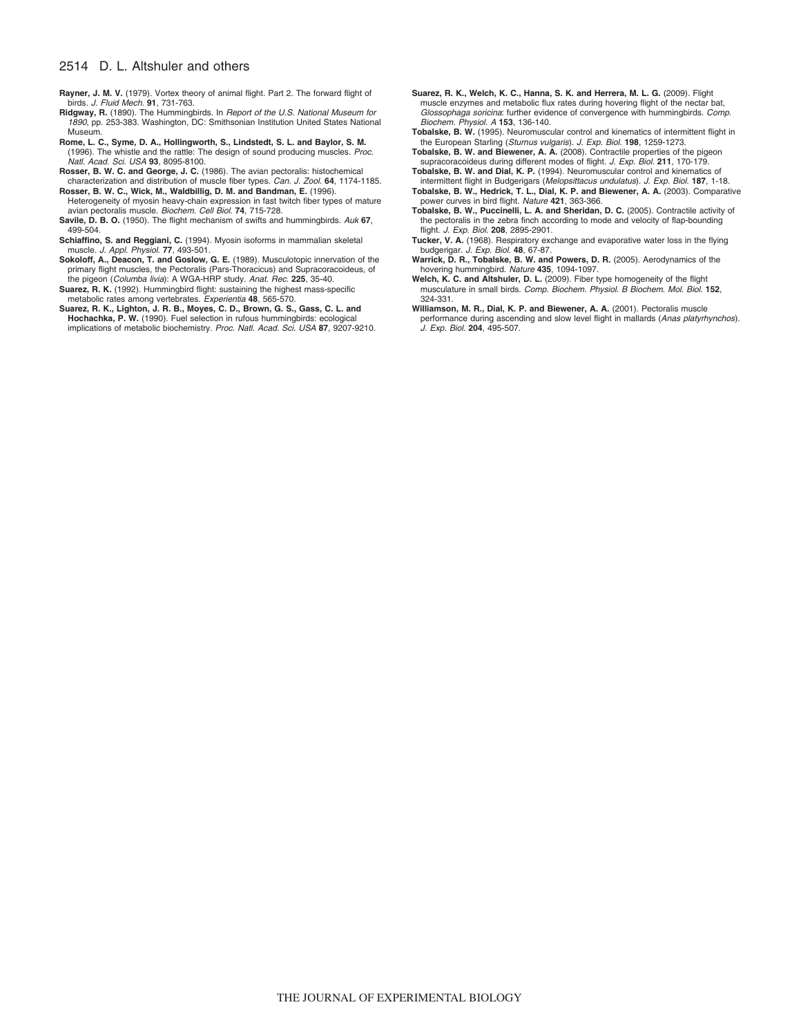**Rayner, J. M. V.** (1979). Vortex theory of animal flight. Part 2. The forward flight of birds. *J. Fluid Mech.* **91**, 731-763.

**Ridgway, R.** (1890). The Hummingbirds. In *Report of the U.S. National Museum for 1890*, pp. 253-383. Washington, DC: Smithsonian Institution United States National Museum.

**Rome, L. C., Syme, D. A., Hollingworth, S., Lindstedt, S. L. and Baylor, S. M.** (1996). The whistle and the rattle: The design of sound producing muscles. *Proc. Natl. Acad. Sci. USA* **93**, 8095-8100.

**Rosser, B. W. C. and George, J. C.** (1986). The avian pectoralis: histochemical characterization and distribution of muscle fiber types. *Can. J. Zool.* **64**, 1174-1185.

**Rosser, B. W. C., Wick, M., Waldbillig, D. M. and Bandman, E.** (1996). Heterogeneity of myosin heavy-chain expression in fast twitch fiber types of mature avian pectoralis muscle. *Biochem. Cell Biol.* **74**, 715-728.

**Savile, D. B. O.** (1950). The flight mechanism of swifts and hummingbirds. *Auk* **67**, 499-504.

**Schiaffino, S. and Reggiani, C.** (1994). Myosin isoforms in mammalian skeletal muscle. *J. Appl. Physiol.* **77**, 493-501.

**Sokoloff, A., Deacon, T. and Goslow, G. E.** (1989). Musculotopic innervation of the primary flight muscles, the Pectoralis (Pars-Thoracicus) and Supracoracoideus, of the pigeon (*Columba livia*): A WGA-HRP study. *Anat. Rec.* **225**, 35-40.

**Suarez, R. K.** (1992). Hummingbird flight: sustaining the highest mass-specific metabolic rates among vertebrates. *Experientia* **48**, 565-570.

**Suarez, R. K., Lighton, J. R. B., Moyes, C. D., Brown, G. S., Gass, C. L. and Hochachka, P. W.** (1990). Fuel selection in rufous hummingbirds: ecological implications of metabolic biochemistry. *Proc. Natl. Acad. Sci. USA* **87**, 9207-9210.

**Suarez, R. K., Welch, K. C., Hanna, S. K. and Herrera, M. L. G.** (2009). Flight muscle enzymes and metabolic flux rates during hovering flight of the nectar bat, *Glossophaga soricina*: further evidence of convergence with hummingbirds. *Comp. Biochem. Physiol. A* **153**, 136-140.

**Tobalske, B. W.** (1995). Neuromuscular control and kinematics of intermittent flight in the European Starling (*Sturnus vulgaris*). *J. Exp. Biol.* **198**, 1259-1273.

**Tobalske, B. W. and Biewener, A. A.** (2008). Contractile properties of the pigeon supracoracoideus during different modes of flight. *J. Exp. Biol.* **211**, 170-179.

**Tobalske, B. W. and Dial, K. P.** (1994). Neuromuscular control and kinematics of intermittent flight in Budgerigars (*Melopsittacus undulatus*). *J. Exp. Biol.* **187**, 1-18.

**Tobalske, B. W., Hedrick, T. L., Dial, K. P. and Biewener, A. A.** (2003). Comparative power curves in bird flight. *Nature* **421**, 363-366.

**Tobalske, B. W., Puccinelli, L. A. and Sheridan, D. C.** (2005). Contractile activity of the pectoralis in the zebra finch according to mode and velocity of flap-bounding flight. *J. Exp. Biol.* **208**, 2895-2901.

**Tucker, V. A.** (1968). Respiratory exchange and evaporative water loss in the flying budgerigar. *J. Exp. Biol.* **48**, 67-87.

**Warrick, D. R., Tobalske, B. W. and Powers, D. R.** (2005). Aerodynamics of the hovering hummingbird. *Nature* **435**, 1094-1097.

**Welch, K. C. and Altshuler, D. L.** (2009). Fiber type homogeneity of the flight musculature in small birds. *Comp. Biochem. Physiol. B Biochem. Mol. Biol.* **152**, 324-331.

**Williamson, M. R., Dial, K. P. and Biewener, A. A.** (2001). Pectoralis muscle performance during ascending and slow level flight in mallards (*Anas platyrhynchos*). *J. Exp. Biol.* **204**, 495-507.